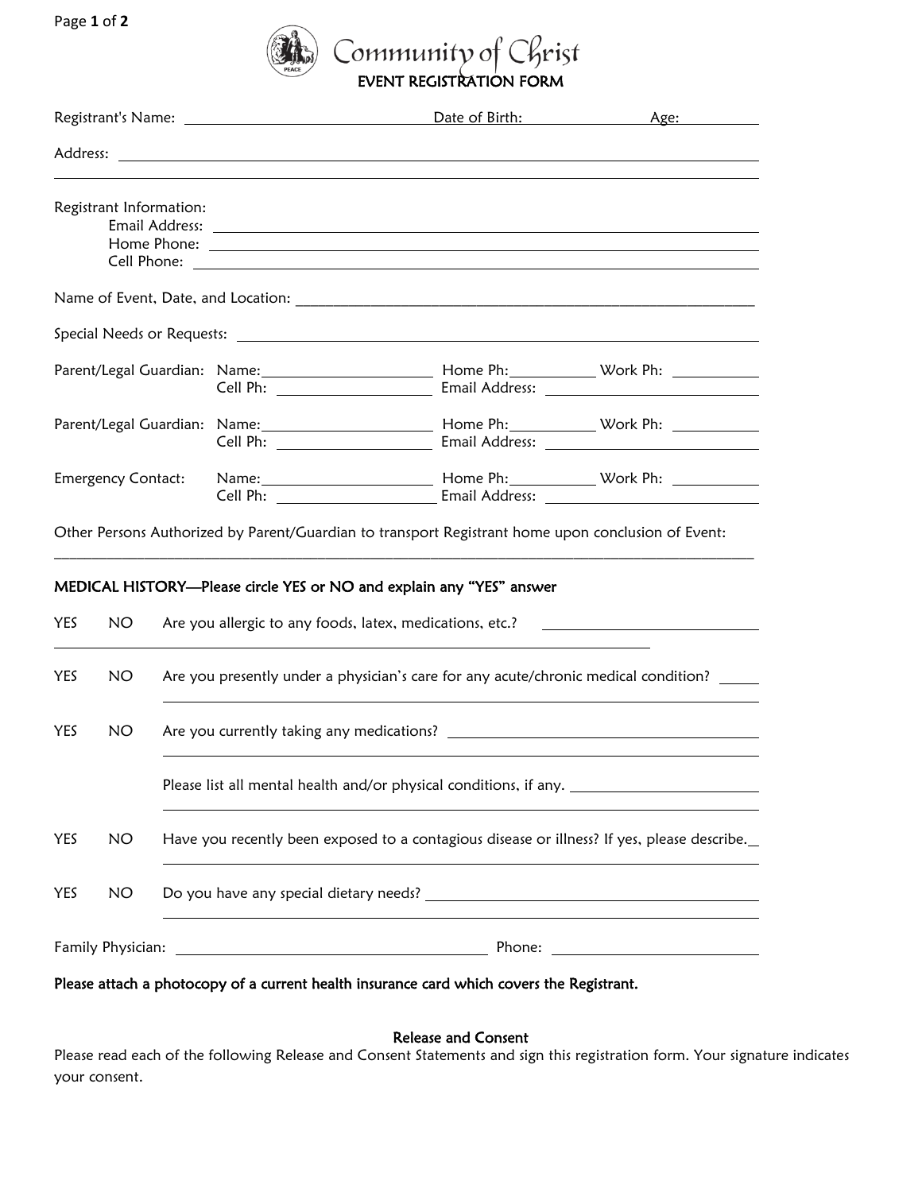# Community of Christ

## EVENT REGISTRATION FORM

Registrant's Name: ______________________ Date of Birth: ______________ Age: ________

Address: ______________________________________________________________

______________________________________________________________

Registrant Information:

- Email Address: ______________________________________________
- Home Phone: ______________________________________________
- Cell Phone: ______________________________________________

Name of Event, Date, and Location: ______________________________________________

Special Needs or Requests: ______________________________________________

Parent/Legal Guardian: Name: ________________ Home Ph: __________ Work Ph: __________
Cell Ph: ________________ Email Address: ______________________

Parent/Legal Guardian: Name: ________________ Home Ph: __________ Work Ph: __________
Cell Ph: ________________ Email Address: ______________________

Emergency Contact: Name: ________________ Home Ph: __________ Work Ph: __________
Cell Ph: ________________ Email Address: ______________________

Other Persons Authorized by Parent/Guardian to transport Registrant home upon conclusion of Event:

______________________________________________________________

### MEDICAL HISTORY—Please circle YES or NO and explain any "YES" answer

YES NO Are you allergic to any foods, latex, medications, etc.? ______________________

______________________________________________________________

YES NO Are you presently under a physician's care for any acute/chronic medical condition? ______

______________________________________________________________

YES NO Are you currently taking any medications? ______________________

______________________________________________________________

Please list all mental health and/or physical conditions, if any. ______________________

______________________________________________________________

YES NO Have you recently been exposed to a contagious disease or illness? If yes, please describe.__

______________________________________________________________

YES NO Do you have any special dietary needs? ______________________

______________________________________________________________

Family Physician: ______________________ Phone: ______________________

**Please attach a photocopy of a current health insurance card which covers the Registrant.**

### Release and Consent

Please read each of the following Release and Consent Statements and sign this registration form. Your signature indicates your consent.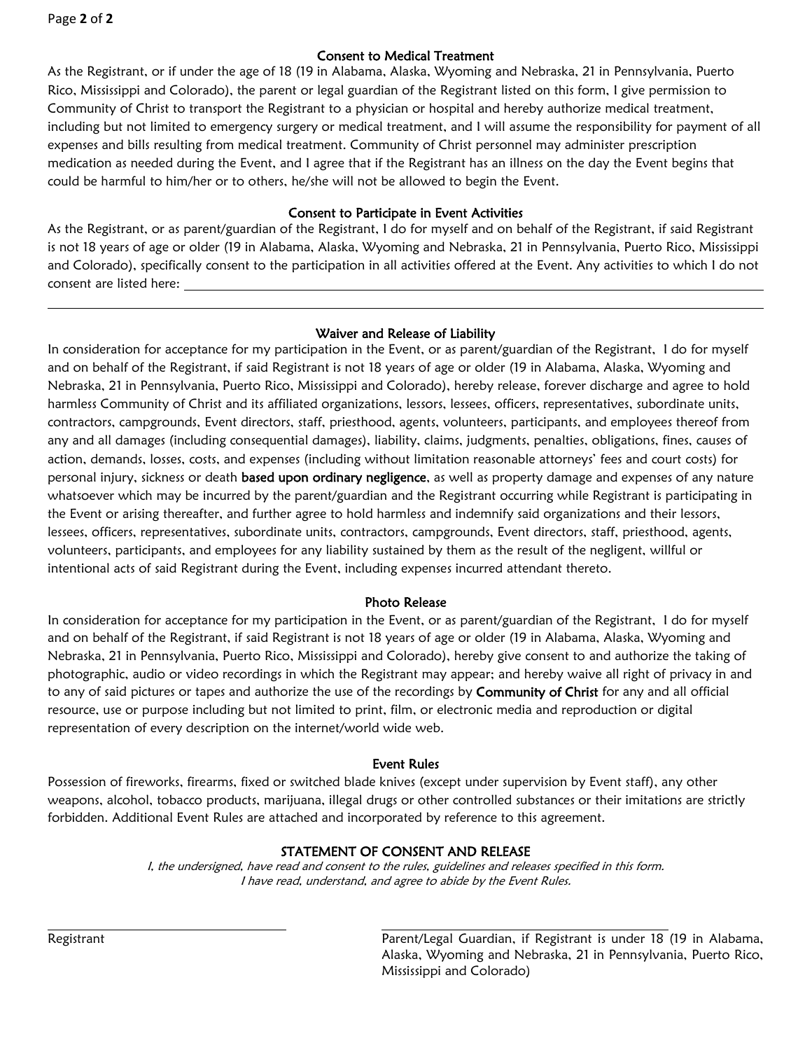### Consent to Medical Treatment

As the Registrant, or if under the age of 18 (19 in Alabama, Alaska, Wyoming and Nebraska, 21 in Pennsylvania, Puerto Rico, Mississippi and Colorado), the parent or legal guardian of the Registrant listed on this form, I give permission to Community of Christ to transport the Registrant to a physician or hospital and hereby authorize medical treatment, including but not limited to emergency surgery or medical treatment, and I will assume the responsibility for payment of all expenses and bills resulting from medical treatment. Community of Christ personnel may administer prescription medication as needed during the Event, and I agree that if the Registrant has an illness on the day the Event begins that could be harmful to him/her or to others, he/she will not be allowed to begin the Event.

### Consent to Participate in Event Activities

As the Registrant, or as parent/guardian of the Registrant, I do for myself and on behalf of the Registrant, if said Registrant is not 18 years of age or older (19 in Alabama, Alaska, Wyoming and Nebraska, 21 in Pennsylvania, Puerto Rico, Mississippi and Colorado), specifically consent to the participation in all activities offered at the Event. Any activities to which I do not consent are listed here: ______________________________________________________________________

______________________________________________________________________

### Waiver and Release of Liability

In consideration for acceptance for my participation in the Event, or as parent/guardian of the Registrant, I do for myself and on behalf of the Registrant, if said Registrant is not 18 years of age or older (19 in Alabama, Alaska, Wyoming and Nebraska, 21 in Pennsylvania, Puerto Rico, Mississippi and Colorado), hereby release, forever discharge and agree to hold harmless Community of Christ and its affiliated organizations, lessors, lessees, officers, representatives, subordinate units, contractors, campgrounds, Event directors, staff, priesthood, agents, volunteers, participants, and employees thereof from any and all damages (including consequential damages), liability, claims, judgments, penalties, obligations, fines, causes of action, demands, losses, costs, and expenses (including without limitation reasonable attorneys' fees and court costs) for personal injury, sickness or death **based upon ordinary negligence**, as well as property damage and expenses of any nature whatsoever which may be incurred by the parent/guardian and the Registrant occurring while Registrant is participating in the Event or arising thereafter, and further agree to hold harmless and indemnify said organizations and their lessors, lessees, officers, representatives, subordinate units, contractors, campgrounds, Event directors, staff, priesthood, agents, volunteers, participants, and employees for any liability sustained by them as the result of the negligent, willful or intentional acts of said Registrant during the Event, including expenses incurred attendant thereto.

### Photo Release

In consideration for acceptance for my participation in the Event, or as parent/guardian of the Registrant, I do for myself and on behalf of the Registrant, if said Registrant is not 18 years of age or older (19 in Alabama, Alaska, Wyoming and Nebraska, 21 in Pennsylvania, Puerto Rico, Mississippi and Colorado), hereby give consent to and authorize the taking of photographic, audio or video recordings in which the Registrant may appear; and hereby waive all right of privacy in and to any of said pictures or tapes and authorize the use of the recordings by **Community of Christ** for any and all official resource, use or purpose including but not limited to print, film, or electronic media and reproduction or digital representation of every description on the internet/world wide web.

### Event Rules

Possession of fireworks, firearms, fixed or switched blade knives (except under supervision by Event staff), any other weapons, alcohol, tobacco products, marijuana, illegal drugs or other controlled substances or their imitations are strictly forbidden. Additional Event Rules are attached and incorporated by reference to this agreement.

### STATEMENT OF CONSENT AND RELEASE

*I, the undersigned, have read and consent to the rules, guidelines and releases specified in this form.*
*I have read, understand, and agree to abide by the Event Rules.*

______________________________
Registrant

______________________________
Parent/Legal Guardian, if Registrant is under 18 (19 in Alabama, Alaska, Wyoming and Nebraska, 21 in Pennsylvania, Puerto Rico, Mississippi and Colorado)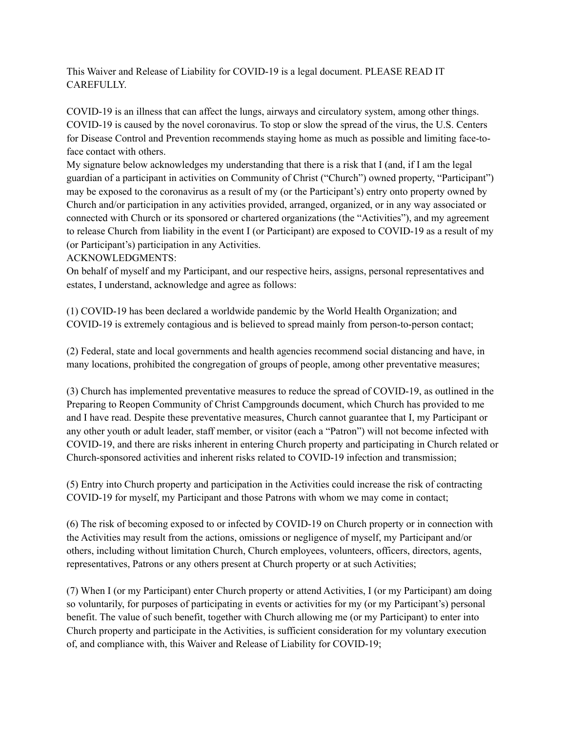This Waiver and Release of Liability for COVID-19 is a legal document. PLEASE READ IT CAREFULLY.

COVID-19 is an illness that can affect the lungs, airways and circulatory system, among other things. COVID-19 is caused by the novel coronavirus. To stop or slow the spread of the virus, the U.S. Centers for Disease Control and Prevention recommends staying home as much as possible and limiting face-to-face contact with others.

My signature below acknowledges my understanding that there is a risk that I (and, if I am the legal guardian of a participant in activities on Community of Christ ("Church") owned property, "Participant") may be exposed to the coronavirus as a result of my (or the Participant's) entry onto property owned by Church and/or participation in any activities provided, arranged, organized, or in any way associated or connected with Church or its sponsored or chartered organizations (the "Activities"), and my agreement to release Church from liability in the event I (or Participant) are exposed to COVID-19 as a result of my (or Participant's) participation in any Activities.

ACKNOWLEDGMENTS:

On behalf of myself and my Participant, and our respective heirs, assigns, personal representatives and estates, I understand, acknowledge and agree as follows:

(1) COVID-19 has been declared a worldwide pandemic by the World Health Organization; and COVID-19 is extremely contagious and is believed to spread mainly from person-to-person contact;

(2) Federal, state and local governments and health agencies recommend social distancing and have, in many locations, prohibited the congregation of groups of people, among other preventative measures;

(3) Church has implemented preventative measures to reduce the spread of COVID-19, as outlined in the Preparing to Reopen Community of Christ Campgrounds document, which Church has provided to me and I have read. Despite these preventative measures, Church cannot guarantee that I, my Participant or any other youth or adult leader, staff member, or visitor (each a "Patron") will not become infected with COVID-19, and there are risks inherent in entering Church property and participating in Church related or Church-sponsored activities and inherent risks related to COVID-19 infection and transmission;

(5) Entry into Church property and participation in the Activities could increase the risk of contracting COVID-19 for myself, my Participant and those Patrons with whom we may come in contact;

(6) The risk of becoming exposed to or infected by COVID-19 on Church property or in connection with the Activities may result from the actions, omissions or negligence of myself, my Participant and/or others, including without limitation Church, Church employees, volunteers, officers, directors, agents, representatives, Patrons or any others present at Church property or at such Activities;

(7) When I (or my Participant) enter Church property or attend Activities, I (or my Participant) am doing so voluntarily, for purposes of participating in events or activities for my (or my Participant's) personal benefit. The value of such benefit, together with Church allowing me (or my Participant) to enter into Church property and participate in the Activities, is sufficient consideration for my voluntary execution of, and compliance with, this Waiver and Release of Liability for COVID-19;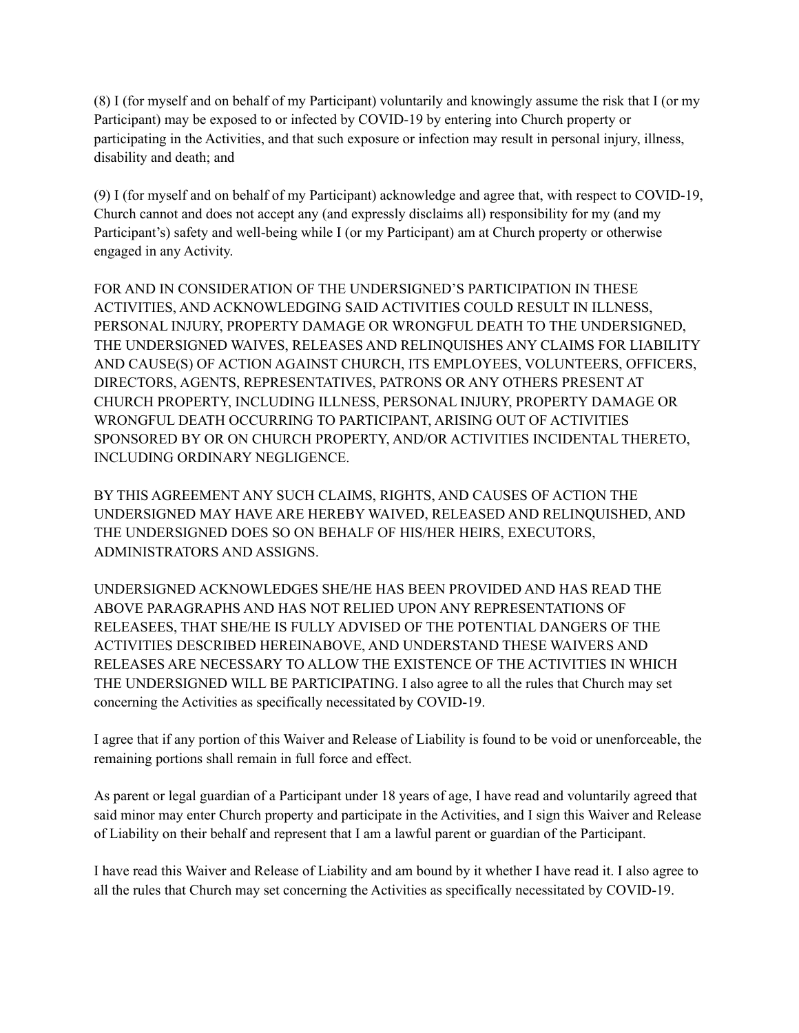(8) I (for myself and on behalf of my Participant) voluntarily and knowingly assume the risk that I (or my Participant) may be exposed to or infected by COVID-19 by entering into Church property or participating in the Activities, and that such exposure or infection may result in personal injury, illness, disability and death; and

(9) I (for myself and on behalf of my Participant) acknowledge and agree that, with respect to COVID-19, Church cannot and does not accept any (and expressly disclaims all) responsibility for my (and my Participant's) safety and well-being while I (or my Participant) am at Church property or otherwise engaged in any Activity.

FOR AND IN CONSIDERATION OF THE UNDERSIGNED'S PARTICIPATION IN THESE ACTIVITIES, AND ACKNOWLEDGING SAID ACTIVITIES COULD RESULT IN ILLNESS, PERSONAL INJURY, PROPERTY DAMAGE OR WRONGFUL DEATH TO THE UNDERSIGNED, THE UNDERSIGNED WAIVES, RELEASES AND RELINQUISHES ANY CLAIMS FOR LIABILITY AND CAUSE(S) OF ACTION AGAINST CHURCH, ITS EMPLOYEES, VOLUNTEERS, OFFICERS, DIRECTORS, AGENTS, REPRESENTATIVES, PATRONS OR ANY OTHERS PRESENT AT CHURCH PROPERTY, INCLUDING ILLNESS, PERSONAL INJURY, PROPERTY DAMAGE OR WRONGFUL DEATH OCCURRING TO PARTICIPANT, ARISING OUT OF ACTIVITIES SPONSORED BY OR ON CHURCH PROPERTY, AND/OR ACTIVITIES INCIDENTAL THERETO, INCLUDING ORDINARY NEGLIGENCE.

BY THIS AGREEMENT ANY SUCH CLAIMS, RIGHTS, AND CAUSES OF ACTION THE UNDERSIGNED MAY HAVE ARE HEREBY WAIVED, RELEASED AND RELINQUISHED, AND THE UNDERSIGNED DOES SO ON BEHALF OF HIS/HER HEIRS, EXECUTORS, ADMINISTRATORS AND ASSIGNS.

UNDERSIGNED ACKNOWLEDGES SHE/HE HAS BEEN PROVIDED AND HAS READ THE ABOVE PARAGRAPHS AND HAS NOT RELIED UPON ANY REPRESENTATIONS OF RELEASEES, THAT SHE/HE IS FULLY ADVISED OF THE POTENTIAL DANGERS OF THE ACTIVITIES DESCRIBED HEREINABOVE, AND UNDERSTAND THESE WAIVERS AND RELEASES ARE NECESSARY TO ALLOW THE EXISTENCE OF THE ACTIVITIES IN WHICH THE UNDERSIGNED WILL BE PARTICIPATING. I also agree to all the rules that Church may set concerning the Activities as specifically necessitated by COVID-19.

I agree that if any portion of this Waiver and Release of Liability is found to be void or unenforceable, the remaining portions shall remain in full force and effect.

As parent or legal guardian of a Participant under 18 years of age, I have read and voluntarily agreed that said minor may enter Church property and participate in the Activities, and I sign this Waiver and Release of Liability on their behalf and represent that I am a lawful parent or guardian of the Participant.

I have read this Waiver and Release of Liability and am bound by it whether I have read it. I also agree to all the rules that Church may set concerning the Activities as specifically necessitated by COVID-19.